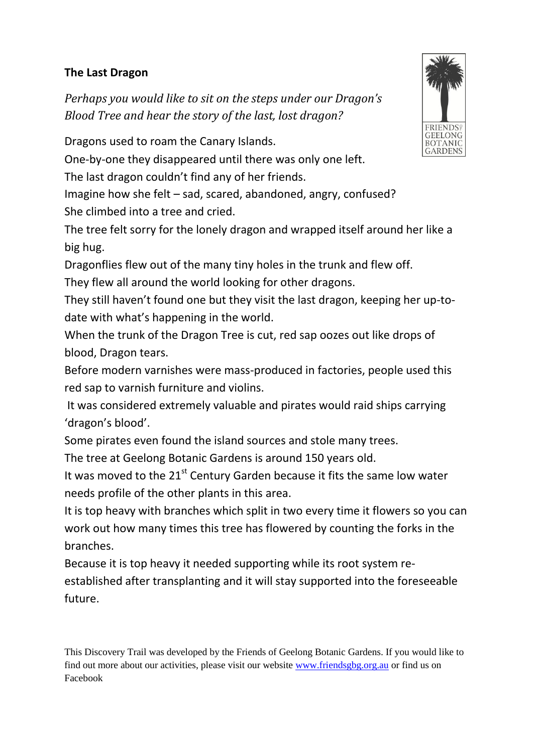**The Last Dragon**

*Perhaps you would like to sit on the steps under our Dragon's Blood Tree and hear the story of the last, lost dragon?*

FRIENDS OF GEELONG BOTANIC GARDENS

Dragons used to roam the Canary Islands.

One-by-one they disappeared until there was only one left.

The last dragon couldn't find any of her friends.

Imagine how she felt – sad, scared, abandoned, angry, confused?

She climbed into a tree and cried.

The tree felt sorry for the lonely dragon and wrapped itself around her like a big hug.

Dragonflies flew out of the many tiny holes in the trunk and flew off.

They flew all around the world looking for other dragons.

They still haven't found one but they visit the last dragon, keeping her up-to-date with what's happening in the world.

When the trunk of the Dragon Tree is cut, red sap oozes out like drops of blood, Dragon tears.

Before modern varnishes were mass-produced in factories, people used this red sap to varnish furniture and violins.

It was considered extremely valuable and pirates would raid ships carrying 'dragon's blood'.

Some pirates even found the island sources and stole many trees.

The tree at Geelong Botanic Gardens is around 150 years old.

It was moved to the 21st Century Garden because it fits the same low water needs profile of the other plants in this area.

It is top heavy with branches which split in two every time it flowers so you can work out how many times this tree has flowered by counting the forks in the branches.

Because it is top heavy it needed supporting while its root system re-established after transplanting and it will stay supported into the foreseeable future.

This Discovery Trail was developed by the Friends of Geelong Botanic Gardens. If you would like to find out more about our activities, please visit our website [www.friendsgbg.org.au](http://www.friendsgbg.org.au) or find us on Facebook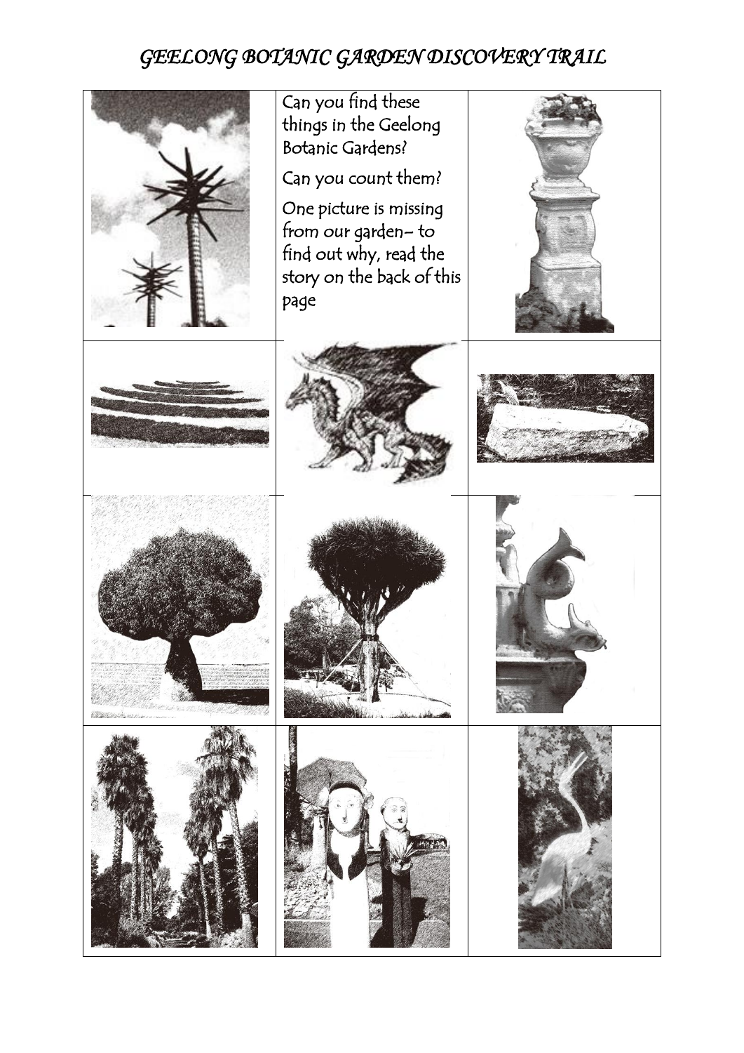# GEELONG BOTANIC GARDEN DISCOVERY TRAIL

Can you find these things in the Geelong Botanic Gardens?

Can you count them?

One picture is missing from our garden– to find out why, read the story on the back of this page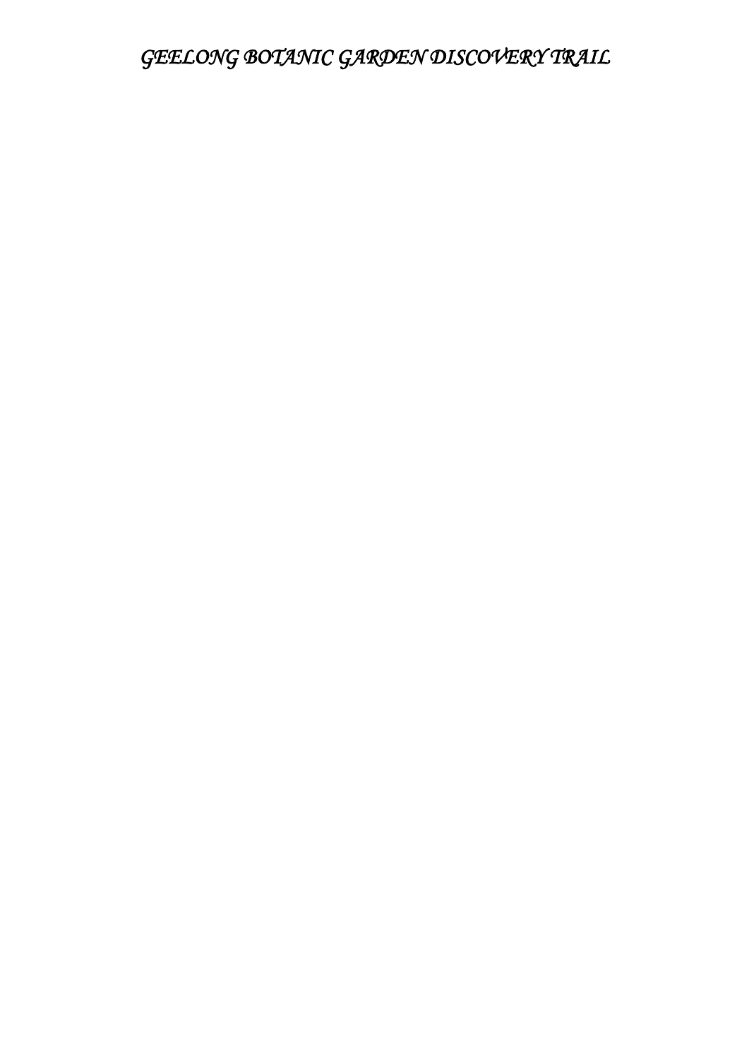# GEELONG BOTANIC GARDEN DISCOVERY TRAIL